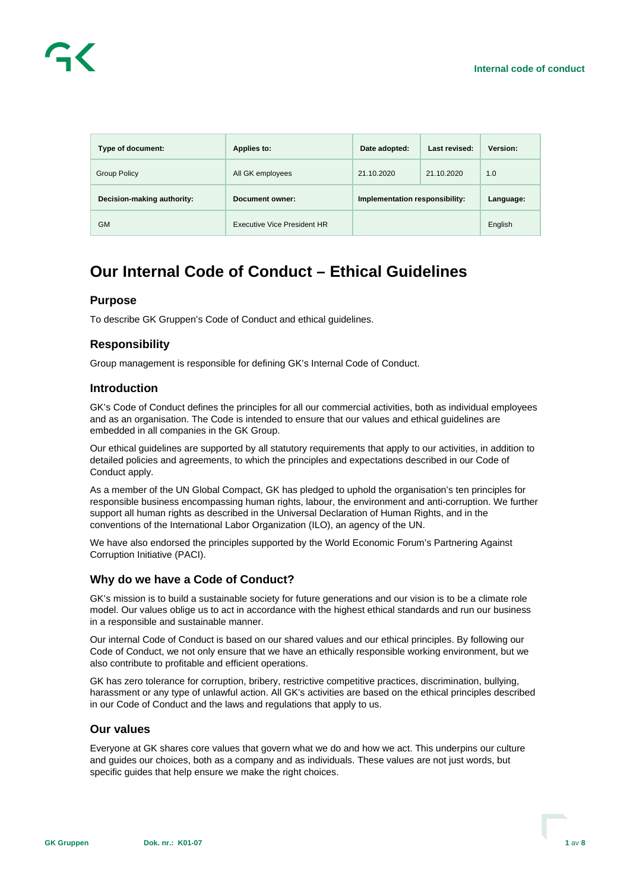| Type of document: | Applies to: | Date adopted: | Last revised: | Version: |
|---|---|---|---|---|
| Group Policy | All GK employees | 21.10.2020 | 21.10.2020 | 1.0 |
| **Decision-making authority:** | **Document owner:** | **Implementation responsibility:** | | **Language:** |
| GM | Executive Vice President HR | | | English |

# Our Internal Code of Conduct – Ethical Guidelines

## Purpose

To describe GK Gruppen's Code of Conduct and ethical guidelines.

## Responsibility

Group management is responsible for defining GK's Internal Code of Conduct.

## Introduction

GK's Code of Conduct defines the principles for all our commercial activities, both as individual employees and as an organisation. The Code is intended to ensure that our values and ethical guidelines are embedded in all companies in the GK Group.

Our ethical guidelines are supported by all statutory requirements that apply to our activities, in addition to detailed policies and agreements, to which the principles and expectations described in our Code of Conduct apply.

As a member of the UN Global Compact, GK has pledged to uphold the organisation's ten principles for responsible business encompassing human rights, labour, the environment and anti-corruption. We further support all human rights as described in the Universal Declaration of Human Rights, and in the conventions of the International Labor Organization (ILO), an agency of the UN.

We have also endorsed the principles supported by the World Economic Forum's Partnering Against Corruption Initiative (PACI).

## Why do we have a Code of Conduct?

GK's mission is to build a sustainable society for future generations and our vision is to be a climate role model. Our values oblige us to act in accordance with the highest ethical standards and run our business in a responsible and sustainable manner.

Our internal Code of Conduct is based on our shared values and our ethical principles. By following our Code of Conduct, we not only ensure that we have an ethically responsible working environment, but we also contribute to profitable and efficient operations.

GK has zero tolerance for corruption, bribery, restrictive competitive practices, discrimination, bullying, harassment or any type of unlawful action. All GK's activities are based on the ethical principles described in our Code of Conduct and the laws and regulations that apply to us.

## Our values

Everyone at GK shares core values that govern what we do and how we act. This underpins our culture and guides our choices, both as a company and as individuals. These values are not just words, but specific guides that help ensure we make the right choices.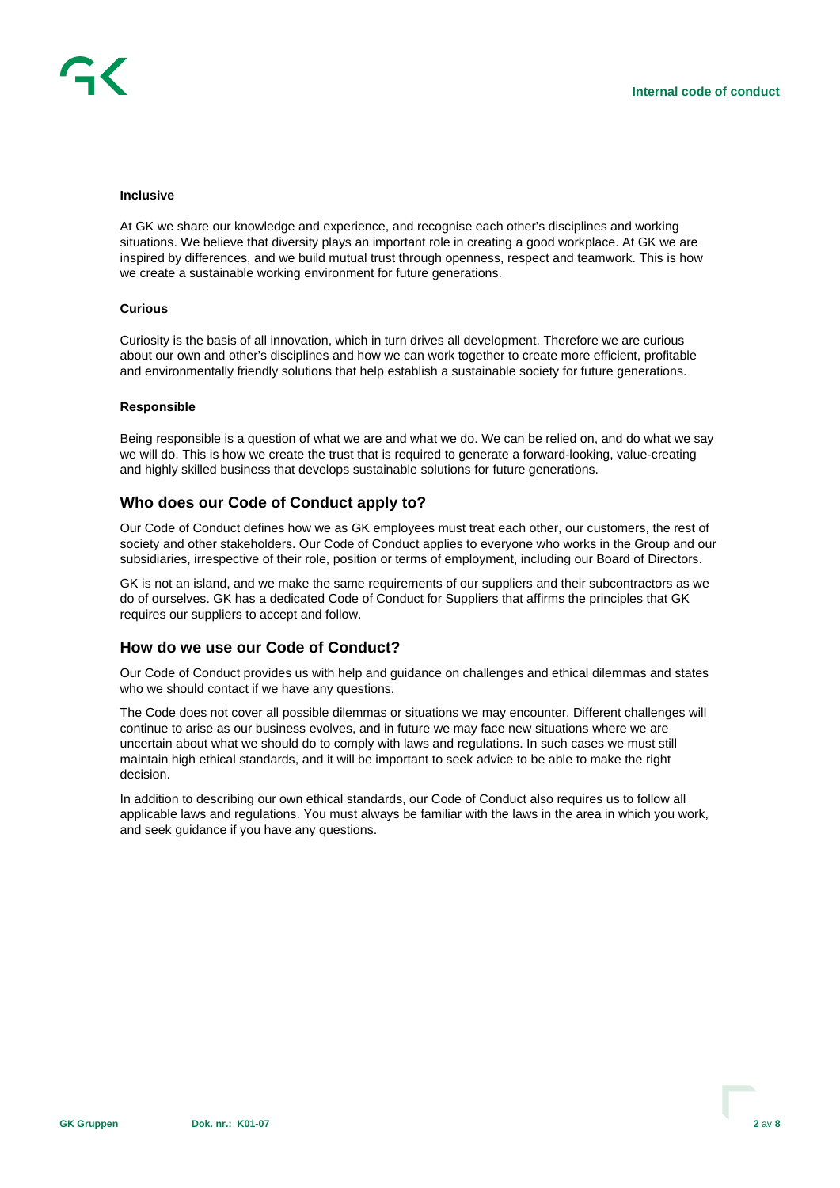**Inclusive**

At GK we share our knowledge and experience, and recognise each other's disciplines and working situations. We believe that diversity plays an important role in creating a good workplace. At GK we are inspired by differences, and we build mutual trust through openness, respect and teamwork. This is how we create a sustainable working environment for future generations.

**Curious**

Curiosity is the basis of all innovation, which in turn drives all development. Therefore we are curious about our own and other's disciplines and how we can work together to create more efficient, profitable and environmentally friendly solutions that help establish a sustainable society for future generations.

**Responsible**

Being responsible is a question of what we are and what we do. We can be relied on, and do what we say we will do. This is how we create the trust that is required to generate a forward-looking, value-creating and highly skilled business that develops sustainable solutions for future generations.

## Who does our Code of Conduct apply to?

Our Code of Conduct defines how we as GK employees must treat each other, our customers, the rest of society and other stakeholders. Our Code of Conduct applies to everyone who works in the Group and our subsidiaries, irrespective of their role, position or terms of employment, including our Board of Directors.

GK is not an island, and we make the same requirements of our suppliers and their subcontractors as we do of ourselves. GK has a dedicated Code of Conduct for Suppliers that affirms the principles that GK requires our suppliers to accept and follow.

## How do we use our Code of Conduct?

Our Code of Conduct provides us with help and guidance on challenges and ethical dilemmas and states who we should contact if we have any questions.

The Code does not cover all possible dilemmas or situations we may encounter. Different challenges will continue to arise as our business evolves, and in future we may face new situations where we are uncertain about what we should do to comply with laws and regulations. In such cases we must still maintain high ethical standards, and it will be important to seek advice to be able to make the right decision.

In addition to describing our own ethical standards, our Code of Conduct also requires us to follow all applicable laws and regulations. You must always be familiar with the laws in the area in which you work, and seek guidance if you have any questions.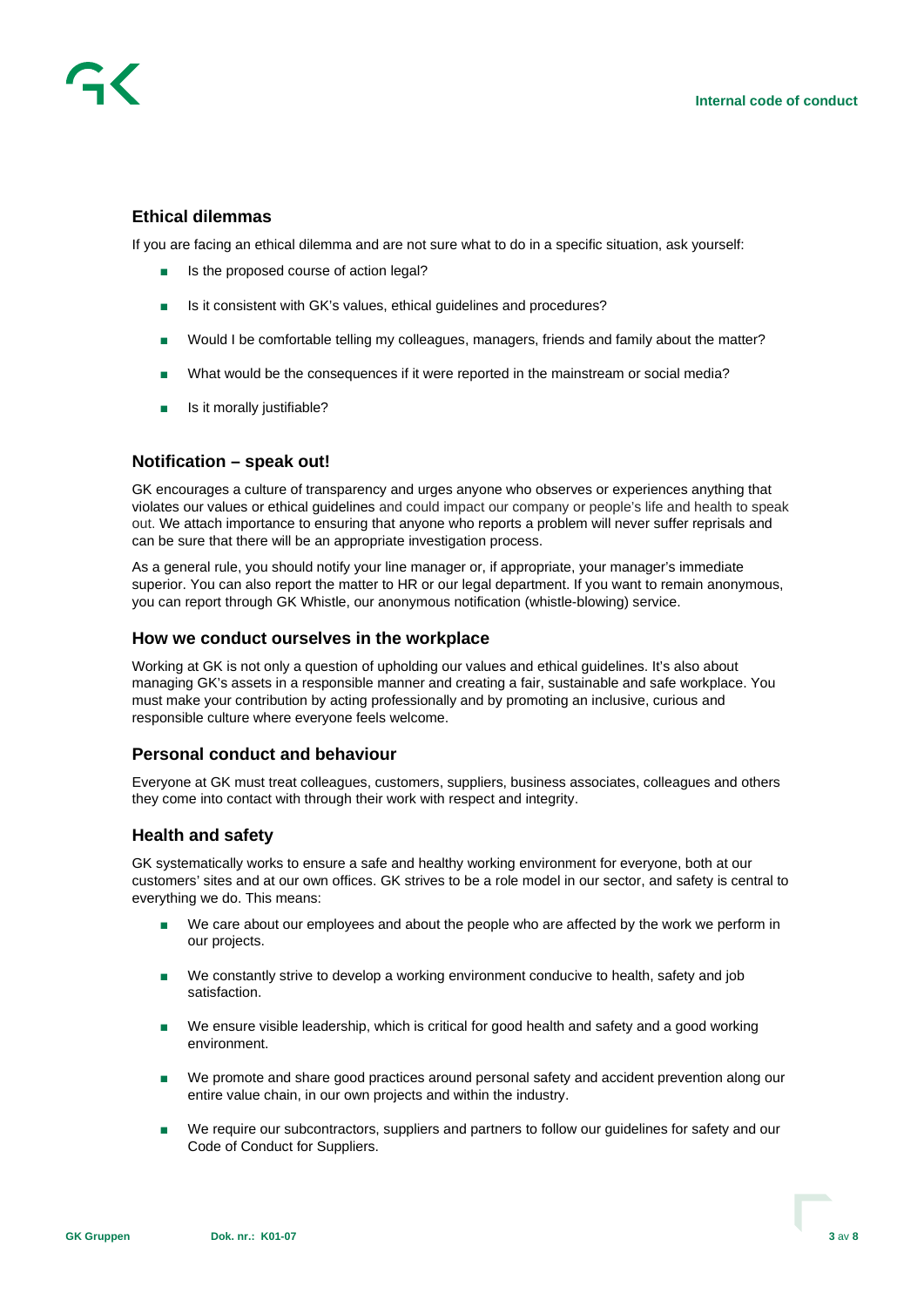## Ethical dilemmas

If you are facing an ethical dilemma and are not sure what to do in a specific situation, ask yourself:

- Is the proposed course of action legal?
- Is it consistent with GK's values, ethical guidelines and procedures?
- Would I be comfortable telling my colleagues, managers, friends and family about the matter?
- What would be the consequences if it were reported in the mainstream or social media?
- Is it morally justifiable?

## Notification – speak out!

GK encourages a culture of transparency and urges anyone who observes or experiences anything that violates our values or ethical guidelines and could impact our company or people's life and health to speak out. We attach importance to ensuring that anyone who reports a problem will never suffer reprisals and can be sure that there will be an appropriate investigation process.

As a general rule, you should notify your line manager or, if appropriate, your manager's immediate superior. You can also report the matter to HR or our legal department. If you want to remain anonymous, you can report through GK Whistle, our anonymous notification (whistle-blowing) service.

## How we conduct ourselves in the workplace

Working at GK is not only a question of upholding our values and ethical guidelines. It's also about managing GK's assets in a responsible manner and creating a fair, sustainable and safe workplace. You must make your contribution by acting professionally and by promoting an inclusive, curious and responsible culture where everyone feels welcome.

## Personal conduct and behaviour

Everyone at GK must treat colleagues, customers, suppliers, business associates, colleagues and others they come into contact with through their work with respect and integrity.

## Health and safety

GK systematically works to ensure a safe and healthy working environment for everyone, both at our customers' sites and at our own offices. GK strives to be a role model in our sector, and safety is central to everything we do. This means:

- We care about our employees and about the people who are affected by the work we perform in our projects.
- We constantly strive to develop a working environment conducive to health, safety and job satisfaction.
- We ensure visible leadership, which is critical for good health and safety and a good working environment.
- We promote and share good practices around personal safety and accident prevention along our entire value chain, in our own projects and within the industry.
- We require our subcontractors, suppliers and partners to follow our guidelines for safety and our Code of Conduct for Suppliers.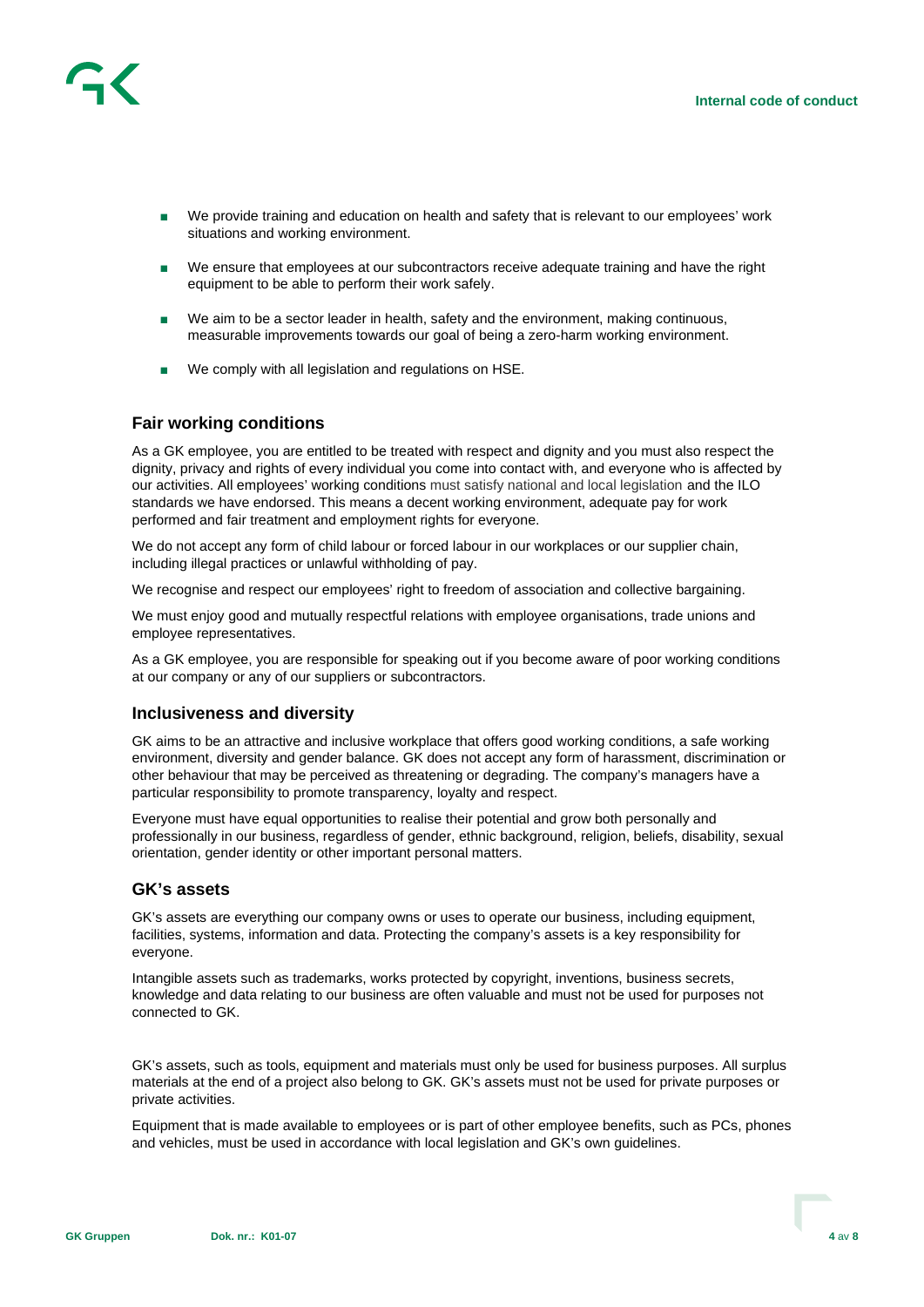- We provide training and education on health and safety that is relevant to our employees' work situations and working environment.
- We ensure that employees at our subcontractors receive adequate training and have the right equipment to be able to perform their work safely.
- We aim to be a sector leader in health, safety and the environment, making continuous, measurable improvements towards our goal of being a zero-harm working environment.
- We comply with all legislation and regulations on HSE.

## Fair working conditions

As a GK employee, you are entitled to be treated with respect and dignity and you must also respect the dignity, privacy and rights of every individual you come into contact with, and everyone who is affected by our activities. All employees' working conditions must satisfy national and local legislation and the ILO standards we have endorsed. This means a decent working environment, adequate pay for work performed and fair treatment and employment rights for everyone.

We do not accept any form of child labour or forced labour in our workplaces or our supplier chain, including illegal practices or unlawful withholding of pay.

We recognise and respect our employees' right to freedom of association and collective bargaining.

We must enjoy good and mutually respectful relations with employee organisations, trade unions and employee representatives.

As a GK employee, you are responsible for speaking out if you become aware of poor working conditions at our company or any of our suppliers or subcontractors.

## Inclusiveness and diversity

GK aims to be an attractive and inclusive workplace that offers good working conditions, a safe working environment, diversity and gender balance. GK does not accept any form of harassment, discrimination or other behaviour that may be perceived as threatening or degrading. The company's managers have a particular responsibility to promote transparency, loyalty and respect.

Everyone must have equal opportunities to realise their potential and grow both personally and professionally in our business, regardless of gender, ethnic background, religion, beliefs, disability, sexual orientation, gender identity or other important personal matters.

## GK's assets

GK's assets are everything our company owns or uses to operate our business, including equipment, facilities, systems, information and data. Protecting the company's assets is a key responsibility for everyone.

Intangible assets such as trademarks, works protected by copyright, inventions, business secrets, knowledge and data relating to our business are often valuable and must not be used for purposes not connected to GK.

GK's assets, such as tools, equipment and materials must only be used for business purposes. All surplus materials at the end of a project also belong to GK. GK's assets must not be used for private purposes or private activities.

Equipment that is made available to employees or is part of other employee benefits, such as PCs, phones and vehicles, must be used in accordance with local legislation and GK's own guidelines.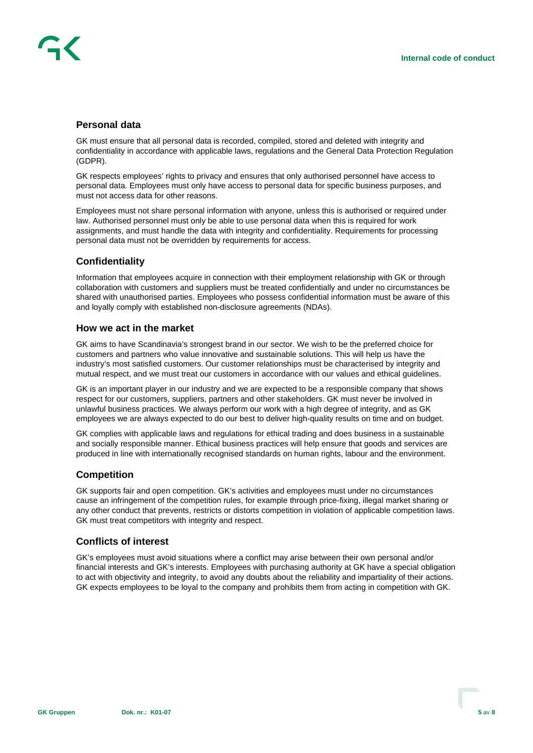## Personal data

GK must ensure that all personal data is recorded, compiled, stored and deleted with integrity and confidentiality in accordance with applicable laws, regulations and the General Data Protection Regulation (GDPR).

GK respects employees' rights to privacy and ensures that only authorised personnel have access to personal data. Employees must only have access to personal data for specific business purposes, and must not access data for other reasons.

Employees must not share personal information with anyone, unless this is authorised or required under law. Authorised personnel must only be able to use personal data when this is required for work assignments, and must handle the data with integrity and confidentiality. Requirements for processing personal data must not be overridden by requirements for access.

## Confidentiality

Information that employees acquire in connection with their employment relationship with GK or through collaboration with customers and suppliers must be treated confidentially and under no circumstances be shared with unauthorised parties. Employees who possess confidential information must be aware of this and loyally comply with established non-disclosure agreements (NDAs).

## How we act in the market

GK aims to have Scandinavia's strongest brand in our sector. We wish to be the preferred choice for customers and partners who value innovative and sustainable solutions. This will help us have the industry's most satisfied customers. Our customer relationships must be characterised by integrity and mutual respect, and we must treat our customers in accordance with our values and ethical guidelines.

GK is an important player in our industry and we are expected to be a responsible company that shows respect for our customers, suppliers, partners and other stakeholders. GK must never be involved in unlawful business practices. We always perform our work with a high degree of integrity, and as GK employees we are always expected to do our best to deliver high-quality results on time and on budget.

GK complies with applicable laws and regulations for ethical trading and does business in a sustainable and socially responsible manner. Ethical business practices will help ensure that goods and services are produced in line with internationally recognised standards on human rights, labour and the environment.

## Competition

GK supports fair and open competition. GK's activities and employees must under no circumstances cause an infringement of the competition rules, for example through price-fixing, illegal market sharing or any other conduct that prevents, restricts or distorts competition in violation of applicable competition laws. GK must treat competitors with integrity and respect.

## Conflicts of interest

GK's employees must avoid situations where a conflict may arise between their own personal and/or financial interests and GK's interests. Employees with purchasing authority at GK have a special obligation to act with objectivity and integrity, to avoid any doubts about the reliability and impartiality of their actions. GK expects employees to be loyal to the company and prohibits them from acting in competition with GK.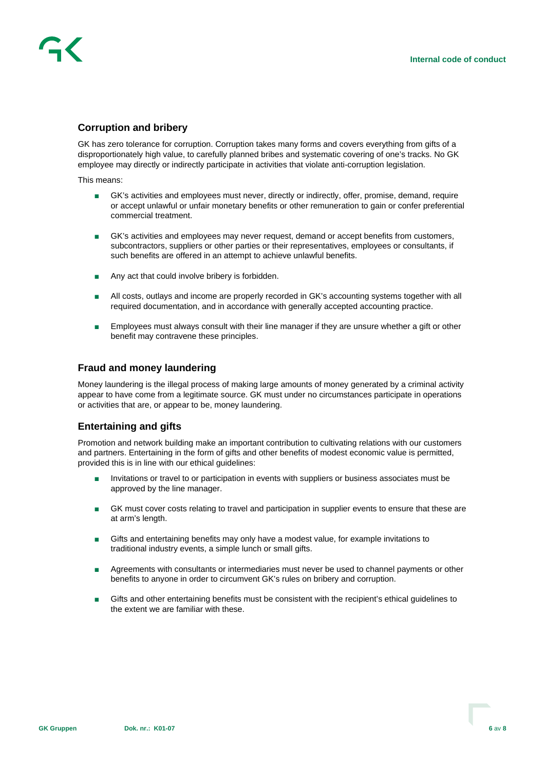## Corruption and bribery

GK has zero tolerance for corruption. Corruption takes many forms and covers everything from gifts of a disproportionately high value, to carefully planned bribes and systematic covering of one's tracks. No GK employee may directly or indirectly participate in activities that violate anti-corruption legislation.

This means:

- GK's activities and employees must never, directly or indirectly, offer, promise, demand, require or accept unlawful or unfair monetary benefits or other remuneration to gain or confer preferential commercial treatment.
- GK's activities and employees may never request, demand or accept benefits from customers, subcontractors, suppliers or other parties or their representatives, employees or consultants, if such benefits are offered in an attempt to achieve unlawful benefits.
- Any act that could involve bribery is forbidden.
- All costs, outlays and income are properly recorded in GK's accounting systems together with all required documentation, and in accordance with generally accepted accounting practice.
- Employees must always consult with their line manager if they are unsure whether a gift or other benefit may contravene these principles.

## Fraud and money laundering

Money laundering is the illegal process of making large amounts of money generated by a criminal activity appear to have come from a legitimate source. GK must under no circumstances participate in operations or activities that are, or appear to be, money laundering.

## Entertaining and gifts

Promotion and network building make an important contribution to cultivating relations with our customers and partners. Entertaining in the form of gifts and other benefits of modest economic value is permitted, provided this is in line with our ethical guidelines:

- Invitations or travel to or participation in events with suppliers or business associates must be approved by the line manager.
- GK must cover costs relating to travel and participation in supplier events to ensure that these are at arm's length.
- Gifts and entertaining benefits may only have a modest value, for example invitations to traditional industry events, a simple lunch or small gifts.
- Agreements with consultants or intermediaries must never be used to channel payments or other benefits to anyone in order to circumvent GK's rules on bribery and corruption.
- Gifts and other entertaining benefits must be consistent with the recipient's ethical guidelines to the extent we are familiar with these.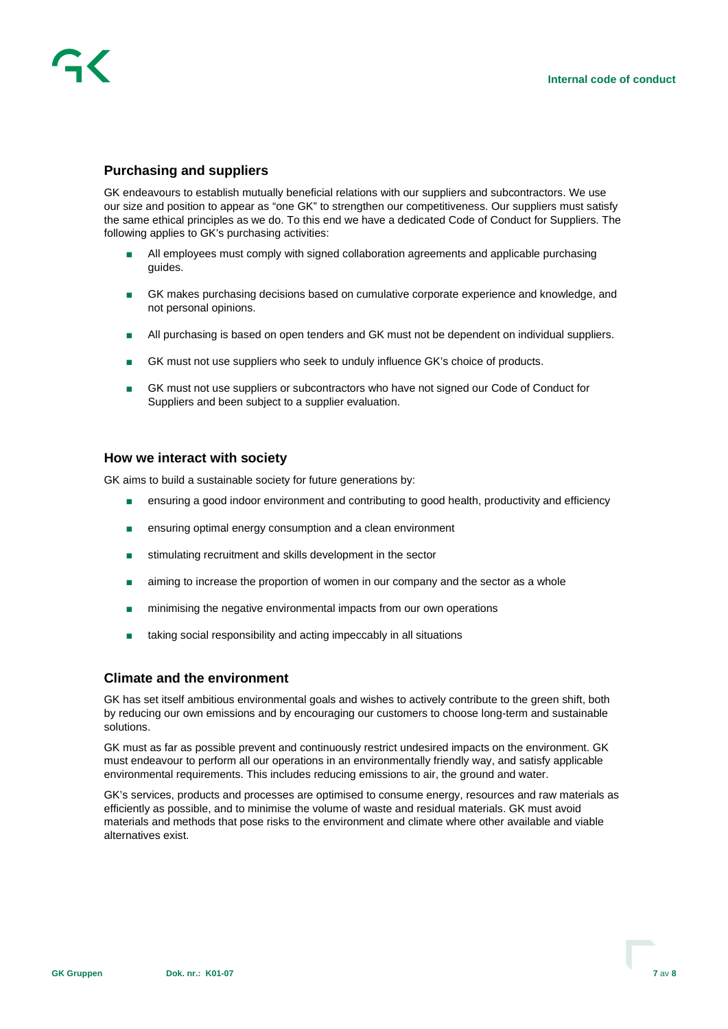## Purchasing and suppliers

GK endeavours to establish mutually beneficial relations with our suppliers and subcontractors. We use our size and position to appear as "one GK" to strengthen our competitiveness. Our suppliers must satisfy the same ethical principles as we do. To this end we have a dedicated Code of Conduct for Suppliers. The following applies to GK's purchasing activities:

- All employees must comply with signed collaboration agreements and applicable purchasing guides.
- GK makes purchasing decisions based on cumulative corporate experience and knowledge, and not personal opinions.
- All purchasing is based on open tenders and GK must not be dependent on individual suppliers.
- GK must not use suppliers who seek to unduly influence GK's choice of products.
- GK must not use suppliers or subcontractors who have not signed our Code of Conduct for Suppliers and been subject to a supplier evaluation.

## How we interact with society

GK aims to build a sustainable society for future generations by:

- ensuring a good indoor environment and contributing to good health, productivity and efficiency
- ensuring optimal energy consumption and a clean environment
- stimulating recruitment and skills development in the sector
- aiming to increase the proportion of women in our company and the sector as a whole
- minimising the negative environmental impacts from our own operations
- taking social responsibility and acting impeccably in all situations

## Climate and the environment

GK has set itself ambitious environmental goals and wishes to actively contribute to the green shift, both by reducing our own emissions and by encouraging our customers to choose long-term and sustainable solutions.

GK must as far as possible prevent and continuously restrict undesired impacts on the environment. GK must endeavour to perform all our operations in an environmentally friendly way, and satisfy applicable environmental requirements. This includes reducing emissions to air, the ground and water.

GK's services, products and processes are optimised to consume energy, resources and raw materials as efficiently as possible, and to minimise the volume of waste and residual materials. GK must avoid materials and methods that pose risks to the environment and climate where other available and viable alternatives exist.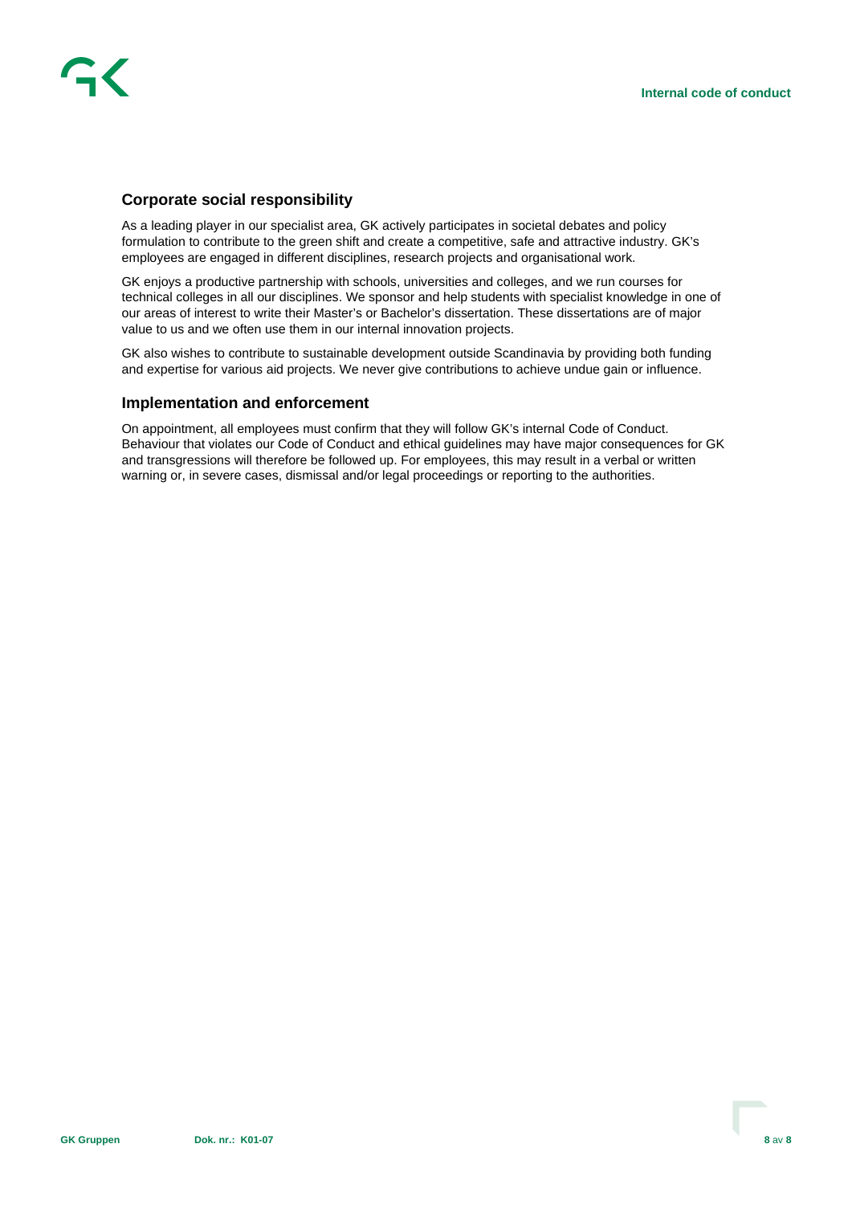## Corporate social responsibility

As a leading player in our specialist area, GK actively participates in societal debates and policy formulation to contribute to the green shift and create a competitive, safe and attractive industry. GK's employees are engaged in different disciplines, research projects and organisational work.

GK enjoys a productive partnership with schools, universities and colleges, and we run courses for technical colleges in all our disciplines. We sponsor and help students with specialist knowledge in one of our areas of interest to write their Master's or Bachelor's dissertation. These dissertations are of major value to us and we often use them in our internal innovation projects.

GK also wishes to contribute to sustainable development outside Scandinavia by providing both funding and expertise for various aid projects. We never give contributions to achieve undue gain or influence.

## Implementation and enforcement

On appointment, all employees must confirm that they will follow GK's internal Code of Conduct. Behaviour that violates our Code of Conduct and ethical guidelines may have major consequences for GK and transgressions will therefore be followed up. For employees, this may result in a verbal or written warning or, in severe cases, dismissal and/or legal proceedings or reporting to the authorities.